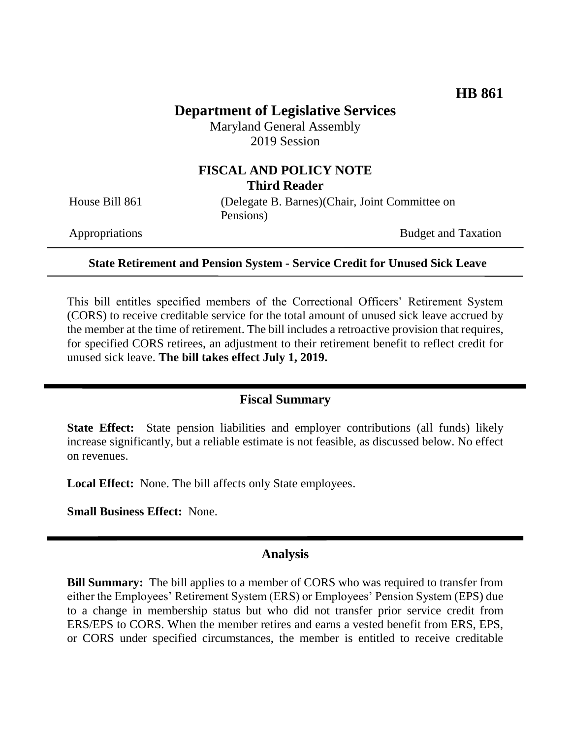**HB 861**

# Department of Legislative Services

Maryland General Assembly
2019 Session

## FISCAL AND POLICY NOTE
**Third Reader**

House Bill 861 (Delegate B. Barnes)(Chair, Joint Committee on Pensions)

Appropriations Budget and Taxation

---

**State Retirement and Pension System - Service Credit for Unused Sick Leave**

---

This bill entitles specified members of the Correctional Officers' Retirement System (CORS) to receive creditable service for the total amount of unused sick leave accrued by the member at the time of retirement. The bill includes a retroactive provision that requires, for specified CORS retirees, an adjustment to their retirement benefit to reflect credit for unused sick leave. **The bill takes effect July 1, 2019.**

---

## Fiscal Summary

**State Effect:** State pension liabilities and employer contributions (all funds) likely increase significantly, but a reliable estimate is not feasible, as discussed below. No effect on revenues.

**Local Effect:** None. The bill affects only State employees.

**Small Business Effect:** None.

---

## Analysis

**Bill Summary:** The bill applies to a member of CORS who was required to transfer from either the Employees' Retirement System (ERS) or Employees' Pension System (EPS) due to a change in membership status but who did not transfer prior service credit from ERS/EPS to CORS. When the member retires and earns a vested benefit from ERS, EPS, or CORS under specified circumstances, the member is entitled to receive creditable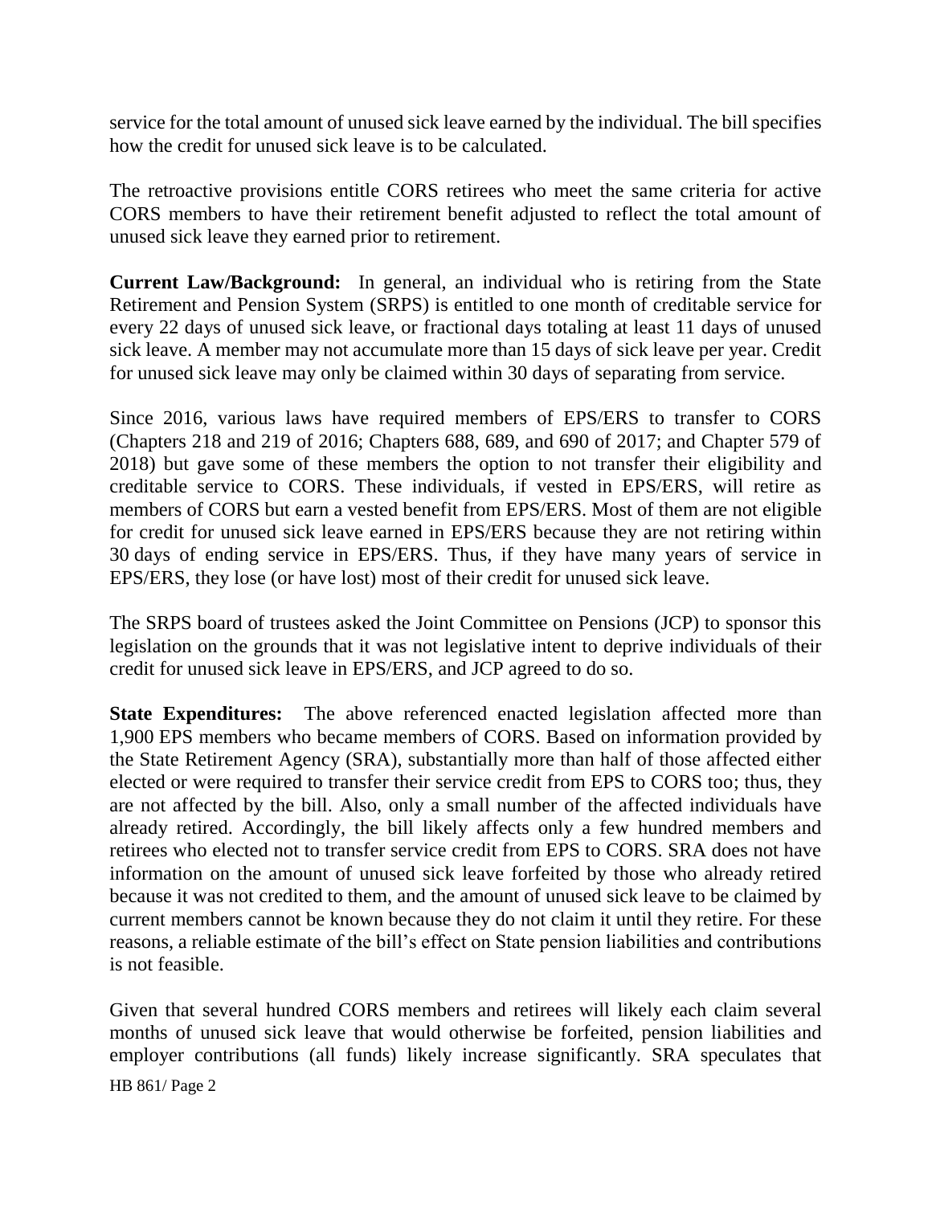service for the total amount of unused sick leave earned by the individual. The bill specifies how the credit for unused sick leave is to be calculated.

The retroactive provisions entitle CORS retirees who meet the same criteria for active CORS members to have their retirement benefit adjusted to reflect the total amount of unused sick leave they earned prior to retirement.

**Current Law/Background:** In general, an individual who is retiring from the State Retirement and Pension System (SRPS) is entitled to one month of creditable service for every 22 days of unused sick leave, or fractional days totaling at least 11 days of unused sick leave. A member may not accumulate more than 15 days of sick leave per year. Credit for unused sick leave may only be claimed within 30 days of separating from service.

Since 2016, various laws have required members of EPS/ERS to transfer to CORS (Chapters 218 and 219 of 2016; Chapters 688, 689, and 690 of 2017; and Chapter 579 of 2018) but gave some of these members the option to not transfer their eligibility and creditable service to CORS. These individuals, if vested in EPS/ERS, will retire as members of CORS but earn a vested benefit from EPS/ERS. Most of them are not eligible for credit for unused sick leave earned in EPS/ERS because they are not retiring within 30 days of ending service in EPS/ERS. Thus, if they have many years of service in EPS/ERS, they lose (or have lost) most of their credit for unused sick leave.

The SRPS board of trustees asked the Joint Committee on Pensions (JCP) to sponsor this legislation on the grounds that it was not legislative intent to deprive individuals of their credit for unused sick leave in EPS/ERS, and JCP agreed to do so.

**State Expenditures:** The above referenced enacted legislation affected more than 1,900 EPS members who became members of CORS. Based on information provided by the State Retirement Agency (SRA), substantially more than half of those affected either elected or were required to transfer their service credit from EPS to CORS too; thus, they are not affected by the bill. Also, only a small number of the affected individuals have already retired. Accordingly, the bill likely affects only a few hundred members and retirees who elected not to transfer service credit from EPS to CORS. SRA does not have information on the amount of unused sick leave forfeited by those who already retired because it was not credited to them, and the amount of unused sick leave to be claimed by current members cannot be known because they do not claim it until they retire. For these reasons, a reliable estimate of the bill's effect on State pension liabilities and contributions is not feasible.

Given that several hundred CORS members and retirees will likely each claim several months of unused sick leave that would otherwise be forfeited, pension liabilities and employer contributions (all funds) likely increase significantly. SRA speculates that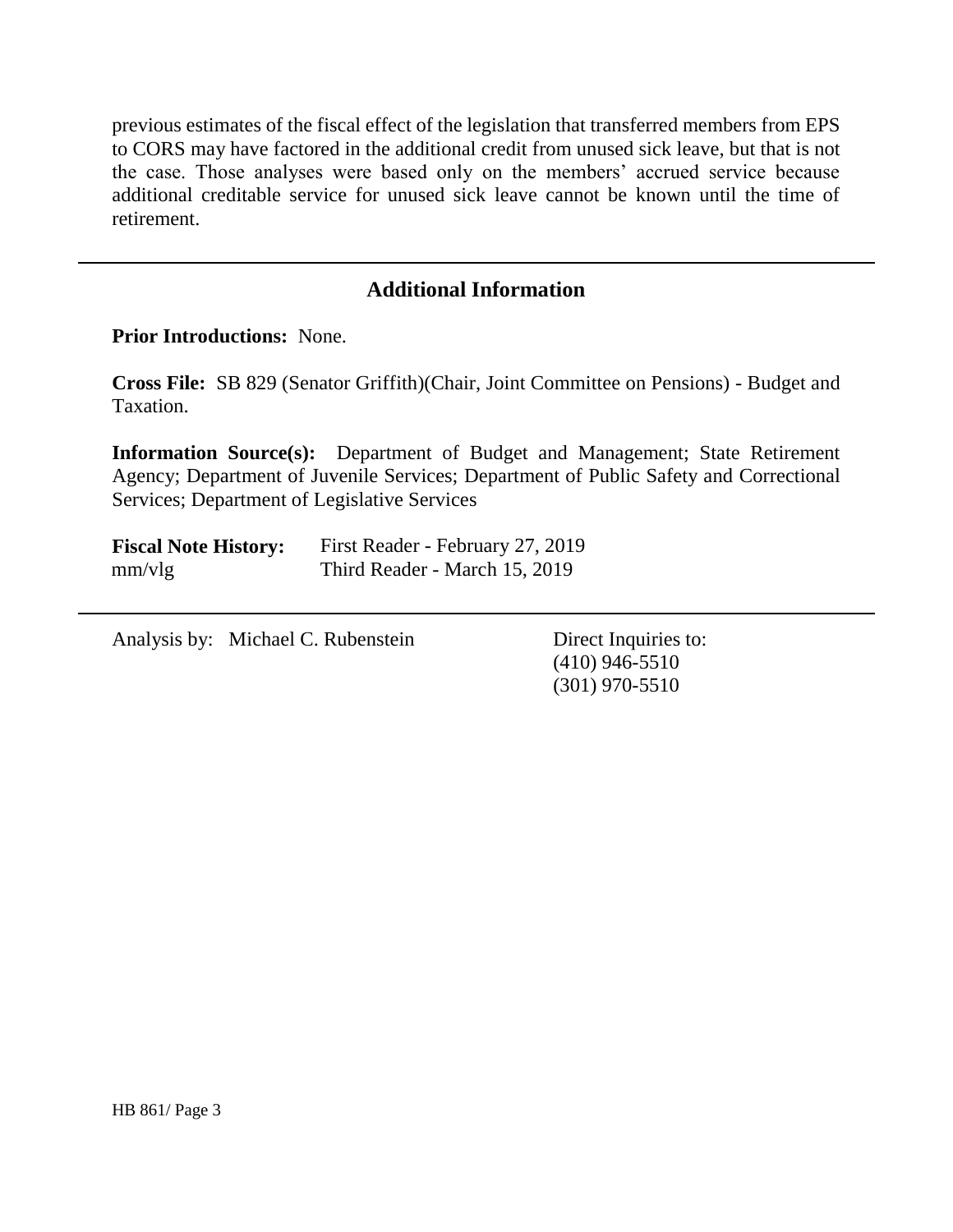previous estimates of the fiscal effect of the legislation that transferred members from EPS to CORS may have factored in the additional credit from unused sick leave, but that is not the case. Those analyses were based only on the members' accrued service because additional creditable service for unused sick leave cannot be known until the time of retirement.

---

## Additional Information

**Prior Introductions:** None.

**Cross File:** SB 829 (Senator Griffith)(Chair, Joint Committee on Pensions) - Budget and Taxation.

**Information Source(s):** Department of Budget and Management; State Retirement Agency; Department of Juvenile Services; Department of Public Safety and Correctional Services; Department of Legislative Services

**Fiscal Note History:** First Reader - February 27, 2019
mm/vlg Third Reader - March 15, 2019

---

Analysis by: Michael C. Rubenstein

Direct Inquiries to:
(410) 946-5510
(301) 970-5510